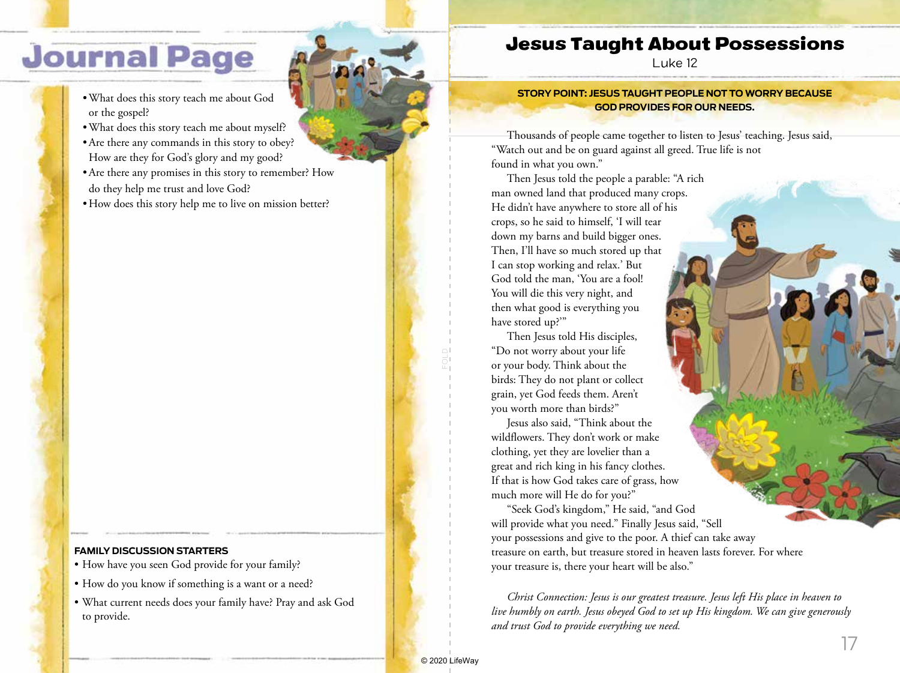# Journal Page

- What does this story teach me about God or the gospel?
- What does this story teach me about myself?
- Are there any commands in this story to obey? How are they for God's glory and my good?
- Are there any promises in this story to remember? How do they help me trust and love God?
- How does this story help me to live on mission better?

**FAMILY DISCUSSION STARTERS**

- How have you seen God provide for your family?
- How do you know if something is a want or a need?
- What current needs does your family have? Pray and ask God to provide.

# Jesus Taught About Possessions

Luke 12

**STORY POINT: JESUS TAUGHT PEOPLE NOT TO WORRY BECAUSE GOD PROVIDES FOR OUR NEEDS.**

Thousands of people came together to listen to Jesus' teaching. Jesus said, "Watch out and be on guard against all greed. True life is not found in what you own."

Then Jesus told the people a parable: "A rich man owned land that produced many crops. He didn't have anywhere to store all of his crops, so he said to himself, 'I will tear down my barns and build bigger ones. Then, I'll have so much stored up that I can stop working and relax.' But God told the man, 'You are a fool! You will die this very night, and then what good is everything you have stored up?'"

Then Jesus told His disciples, "Do not worry about your life or your body. Think about the birds: They do not plant or collect grain, yet God feeds them. Aren't you worth more than birds?"

Jesus also said, "Think about the wildflowers. They don't work or make clothing, yet they are lovelier than a great and rich king in his fancy clothes. If that is how God takes care of grass, how much more will He do for you?"

"Seek God's kingdom," He said, "and God will provide what you need." Finally Jesus said, "Sell your possessions and give to the poor. A thief can take away treasure on earth, but treasure stored in heaven lasts forever. For where your treasure is, there your heart will be also."

*Christ Connection: Jesus is our greatest treasure. Jesus left His place in heaven to live humbly on earth. Jesus obeyed God to set up His kingdom. We can give generously and trust God to provide everything we need.*

© 2020 LifeWay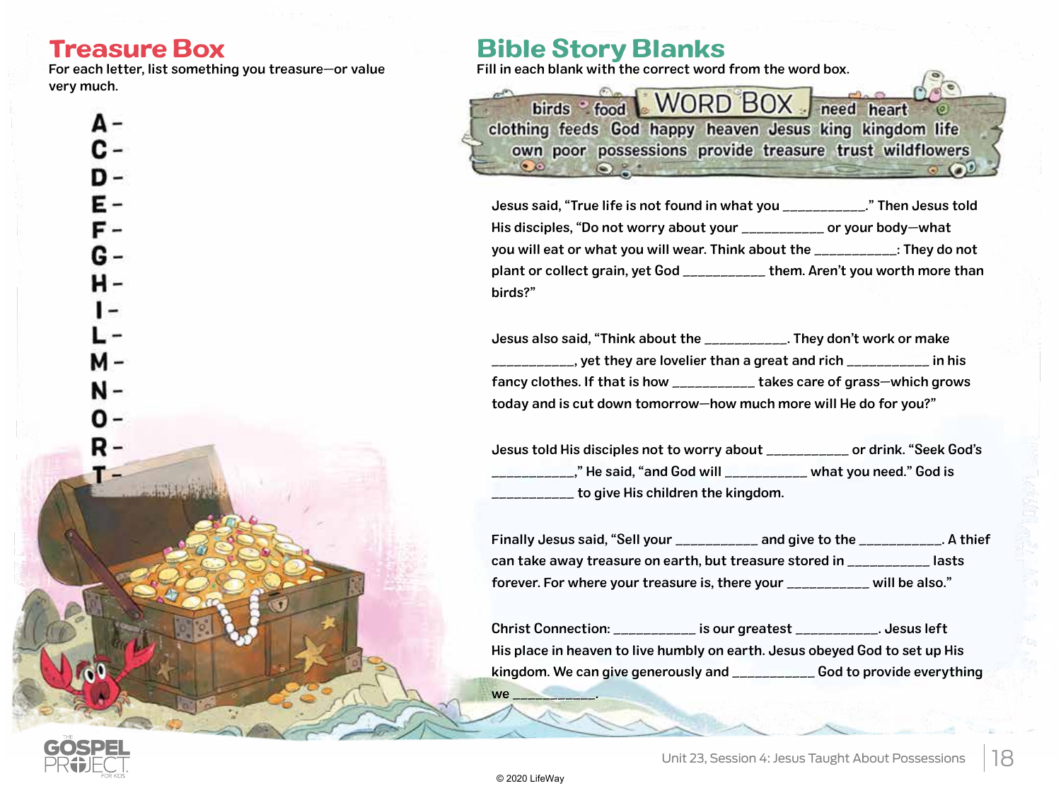## Treasure Box

For each letter, list something you treasure—or value very much.

A -
C -
D -
E -
F -
G -
H -
I -
L -
M -
N -
O -
R -
T -

## Bible Story Blanks

Fill in each blank with the correct word from the word box.

**WORD BOX**

birds food need heart clothing feeds God happy heaven Jesus king kingdom life own poor possessions provide treasure trust wildflowers

Jesus said, "True life is not found in what you __________." Then Jesus told His disciples, "Do not worry about your __________ or your body—what you will eat or what you will wear. Think about the __________: They do not plant or collect grain, yet God __________ them. Aren't you worth more than birds?"

Jesus also said, "Think about the __________. They don't work or make __________, yet they are lovelier than a great and rich __________ in his fancy clothes. If that is how __________ takes care of grass—which grows today and is cut down tomorrow—how much more will He do for you?"

Jesus told His disciples not to worry about __________ or drink. "Seek God's __________," He said, "and God will __________ what you need." God is __________ to give His children the kingdom.

Finally Jesus said, "Sell your __________ and give to the __________. A thief can take away treasure on earth, but treasure stored in __________ lasts forever. For where your treasure is, there your __________ will be also."

Christ Connection: __________ is our greatest __________. Jesus left His place in heaven to live humbly on earth. Jesus obeyed God to set up His kingdom. We can give generously and __________ God to provide everything we __________.

Unit 23, Session 4: Jesus Taught About Possessions

© 2020 LifeWay